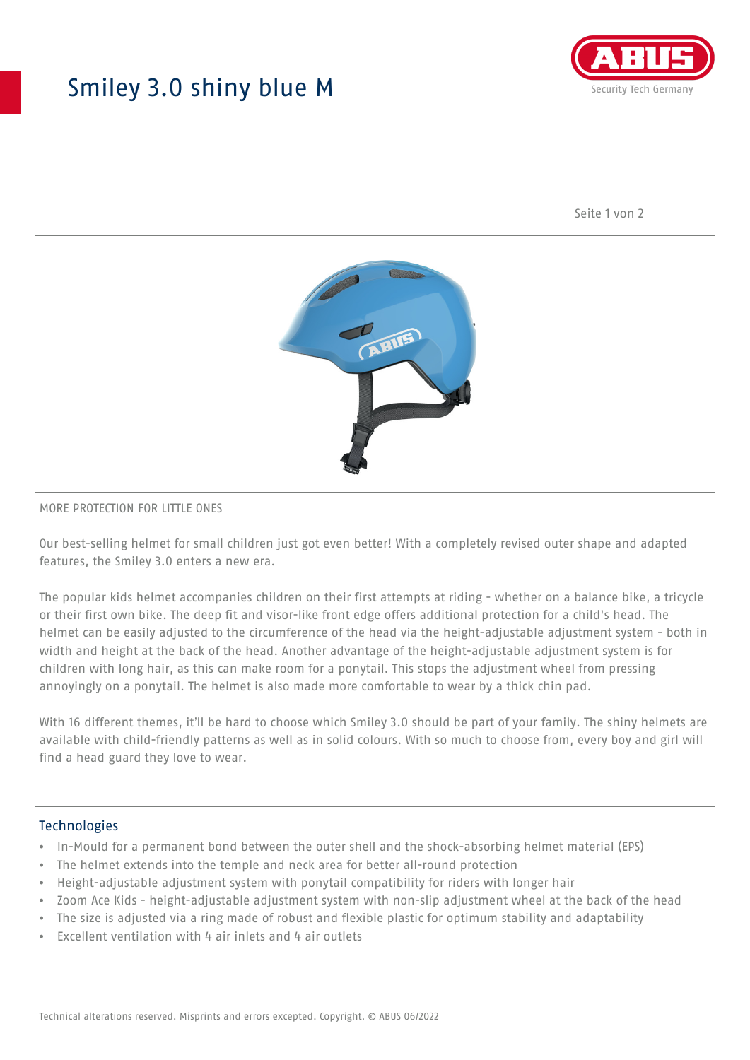# Smiley 3.0 shiny blue M

MORE PROTECTION FOR LITTLE ONES

Our best-selling helmet for small children just got even better! With a completely revised outer shape and adapted features, the Smiley 3.0 enters a new era.

The popular kids helmet accompanies children on their first attempts at riding - whether on a balance bike, a tricycle or their first own bike. The deep fit and visor-like front edge offers additional protection for a child's head. The helmet can be easily adjusted to the circumference of the head via the height-adjustable adjustment system - both in width and height at the back of the head. Another advantage of the height-adjustable adjustment system is for children with long hair, as this can make room for a ponytail. This stops the adjustment wheel from pressing annoyingly on a ponytail. The helmet is also made more comfortable to wear by a thick chin pad.

With 16 different themes, it'll be hard to choose which Smiley 3.0 should be part of your family. The shiny helmets are available with child-friendly patterns as well as in solid colours. With so much to choose from, every boy and girl will find a head guard they love to wear.

## Technologies

- In-Mould for a permanent bond between the outer shell and the shock-absorbing helmet material (EPS)
- The helmet extends into the temple and neck area for better all-round protection
- Height-adjustable adjustment system with ponytail compatibility for riders with longer hair
- Zoom Ace Kids - height-adjustable adjustment system with non-slip adjustment wheel at the back of the head
- The size is adjusted via a ring made of robust and flexible plastic for optimum stability and adaptability
- Excellent ventilation with 4 air inlets and 4 air outlets

Technical alterations reserved. Misprints and errors excepted. Copyright. © ABUS 06/2022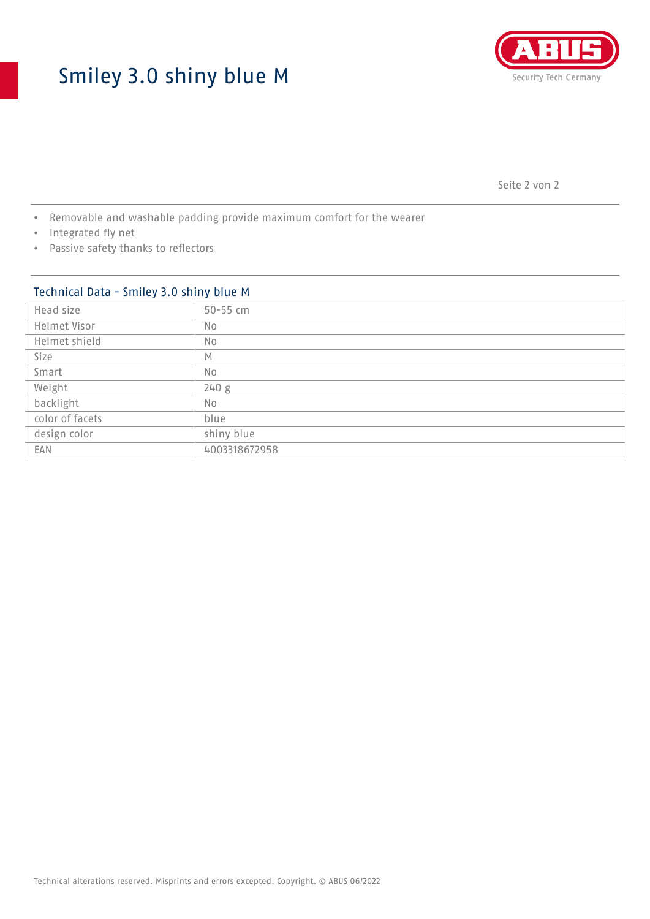# Smiley 3.0 shiny blue M

- Removable and washable padding provide maximum comfort for the wearer
- Integrated fly net
- Passive safety thanks to reflectors

## Technical Data - Smiley 3.0 shiny blue M

| | |
|---|---|
| Head size | 50-55 cm |
| Helmet Visor | No |
| Helmet shield | No |
| Size | M |
| Smart | No |
| Weight | 240 g |
| backlight | No |
| color of facets | blue |
| design color | shiny blue |
| EAN | 4003318672958 |

Technical alterations reserved. Misprints and errors excepted. Copyright. © ABUS 06/2022